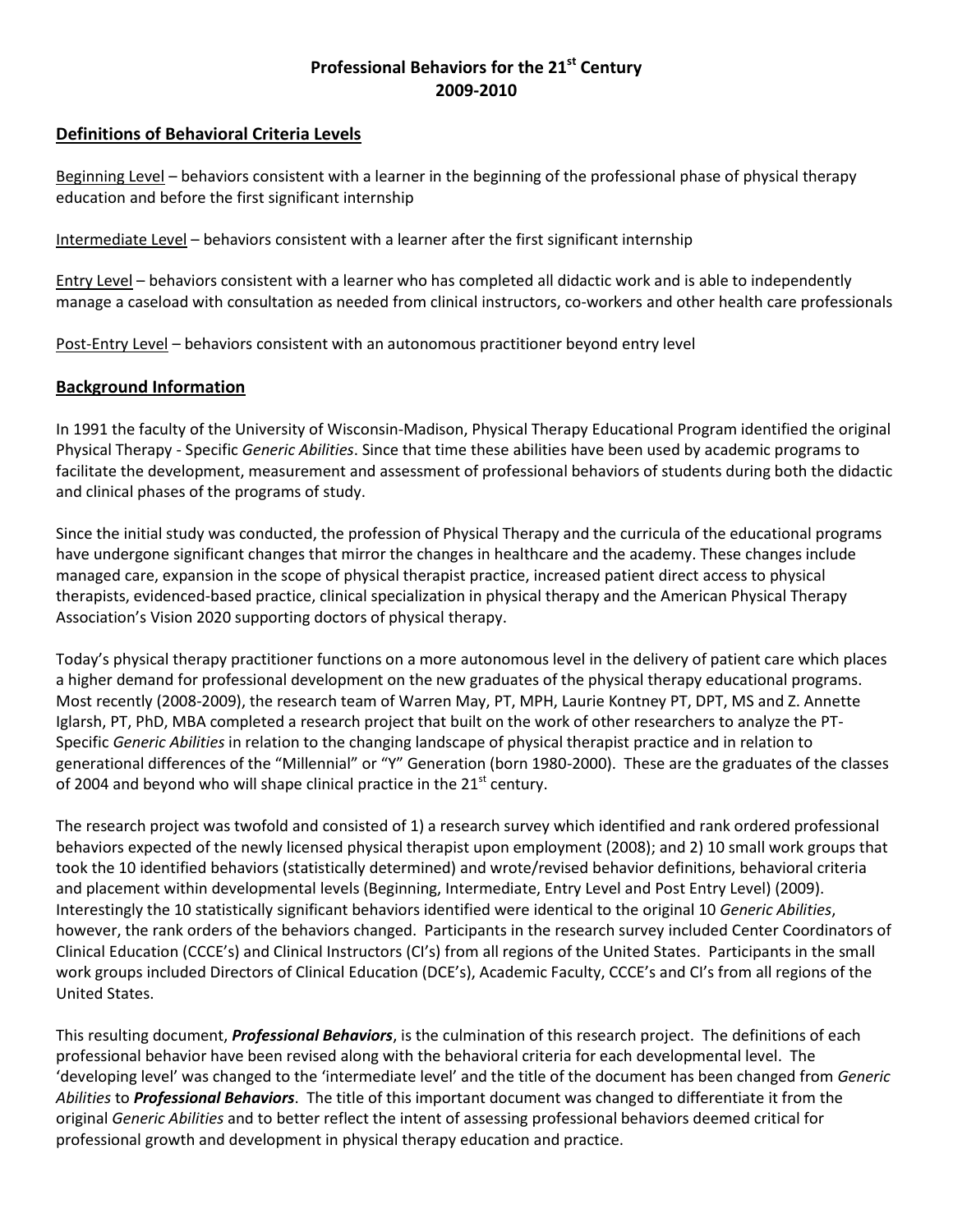# Professional Behaviors for the 21st Century 2009-2010

## Definitions of Behavioral Criteria Levels

Beginning Level – behaviors consistent with a learner in the beginning of the professional phase of physical therapy education and before the first significant internship

Intermediate Level – behaviors consistent with a learner after the first significant internship

Entry Level – behaviors consistent with a learner who has completed all didactic work and is able to independently manage a caseload with consultation as needed from clinical instructors, co-workers and other health care professionals

Post-Entry Level – behaviors consistent with an autonomous practitioner beyond entry level

## Background Information

In 1991 the faculty of the University of Wisconsin-Madison, Physical Therapy Educational Program identified the original Physical Therapy - Specific *Generic Abilities*. Since that time these abilities have been used by academic programs to facilitate the development, measurement and assessment of professional behaviors of students during both the didactic and clinical phases of the programs of study.

Since the initial study was conducted, the profession of Physical Therapy and the curricula of the educational programs have undergone significant changes that mirror the changes in healthcare and the academy. These changes include managed care, expansion in the scope of physical therapist practice, increased patient direct access to physical therapists, evidenced-based practice, clinical specialization in physical therapy and the American Physical Therapy Association's Vision 2020 supporting doctors of physical therapy.

Today's physical therapy practitioner functions on a more autonomous level in the delivery of patient care which places a higher demand for professional development on the new graduates of the physical therapy educational programs. Most recently (2008-2009), the research team of Warren May, PT, MPH, Laurie Kontney PT, DPT, MS and Z. Annette Iglarsh, PT, PhD, MBA completed a research project that built on the work of other researchers to analyze the PT-Specific *Generic Abilities* in relation to the changing landscape of physical therapist practice and in relation to generational differences of the "Millennial" or "Y" Generation (born 1980-2000). These are the graduates of the classes of 2004 and beyond who will shape clinical practice in the 21st century.

The research project was twofold and consisted of 1) a research survey which identified and rank ordered professional behaviors expected of the newly licensed physical therapist upon employment (2008); and 2) 10 small work groups that took the 10 identified behaviors (statistically determined) and wrote/revised behavior definitions, behavioral criteria and placement within developmental levels (Beginning, Intermediate, Entry Level and Post Entry Level) (2009). Interestingly the 10 statistically significant behaviors identified were identical to the original 10 *Generic Abilities*, however, the rank orders of the behaviors changed. Participants in the research survey included Center Coordinators of Clinical Education (CCCE's) and Clinical Instructors (CI's) from all regions of the United States. Participants in the small work groups included Directors of Clinical Education (DCE's), Academic Faculty, CCCE's and CI's from all regions of the United States.

This resulting document, ***Professional Behaviors***, is the culmination of this research project. The definitions of each professional behavior have been revised along with the behavioral criteria for each developmental level. The 'developing level' was changed to the 'intermediate level' and the title of the document has been changed from *Generic Abilities* to ***Professional Behaviors***. The title of this important document was changed to differentiate it from the original *Generic Abilities* and to better reflect the intent of assessing professional behaviors deemed critical for professional growth and development in physical therapy education and practice.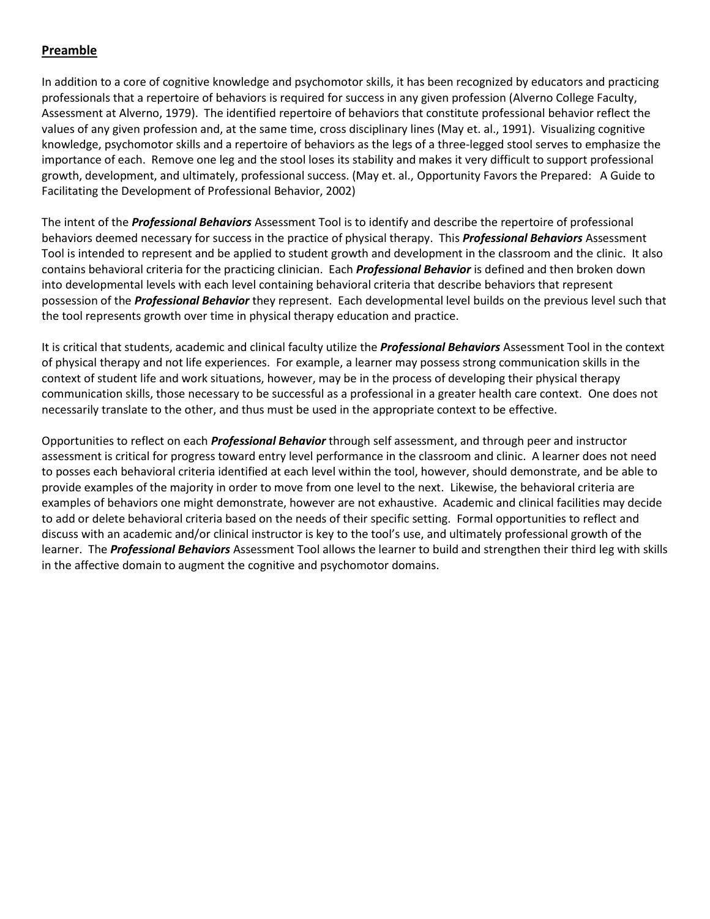## Preamble

In addition to a core of cognitive knowledge and psychomotor skills, it has been recognized by educators and practicing professionals that a repertoire of behaviors is required for success in any given profession (Alverno College Faculty, Assessment at Alverno, 1979). The identified repertoire of behaviors that constitute professional behavior reflect the values of any given profession and, at the same time, cross disciplinary lines (May et. al., 1991). Visualizing cognitive knowledge, psychomotor skills and a repertoire of behaviors as the legs of a three-legged stool serves to emphasize the importance of each. Remove one leg and the stool loses its stability and makes it very difficult to support professional growth, development, and ultimately, professional success. (May et. al., Opportunity Favors the Prepared: A Guide to Facilitating the Development of Professional Behavior, 2002)

The intent of the ***Professional Behaviors*** Assessment Tool is to identify and describe the repertoire of professional behaviors deemed necessary for success in the practice of physical therapy. This ***Professional Behaviors*** Assessment Tool is intended to represent and be applied to student growth and development in the classroom and the clinic. It also contains behavioral criteria for the practicing clinician. Each ***Professional Behavior*** is defined and then broken down into developmental levels with each level containing behavioral criteria that describe behaviors that represent possession of the ***Professional Behavior*** they represent. Each developmental level builds on the previous level such that the tool represents growth over time in physical therapy education and practice.

It is critical that students, academic and clinical faculty utilize the ***Professional Behaviors*** Assessment Tool in the context of physical therapy and not life experiences. For example, a learner may possess strong communication skills in the context of student life and work situations, however, may be in the process of developing their physical therapy communication skills, those necessary to be successful as a professional in a greater health care context. One does not necessarily translate to the other, and thus must be used in the appropriate context to be effective.

Opportunities to reflect on each ***Professional Behavior*** through self assessment, and through peer and instructor assessment is critical for progress toward entry level performance in the classroom and clinic. A learner does not need to posses each behavioral criteria identified at each level within the tool, however, should demonstrate, and be able to provide examples of the majority in order to move from one level to the next. Likewise, the behavioral criteria are examples of behaviors one might demonstrate, however are not exhaustive. Academic and clinical facilities may decide to add or delete behavioral criteria based on the needs of their specific setting. Formal opportunities to reflect and discuss with an academic and/or clinical instructor is key to the tool's use, and ultimately professional growth of the learner. The ***Professional Behaviors*** Assessment Tool allows the learner to build and strengthen their third leg with skills in the affective domain to augment the cognitive and psychomotor domains.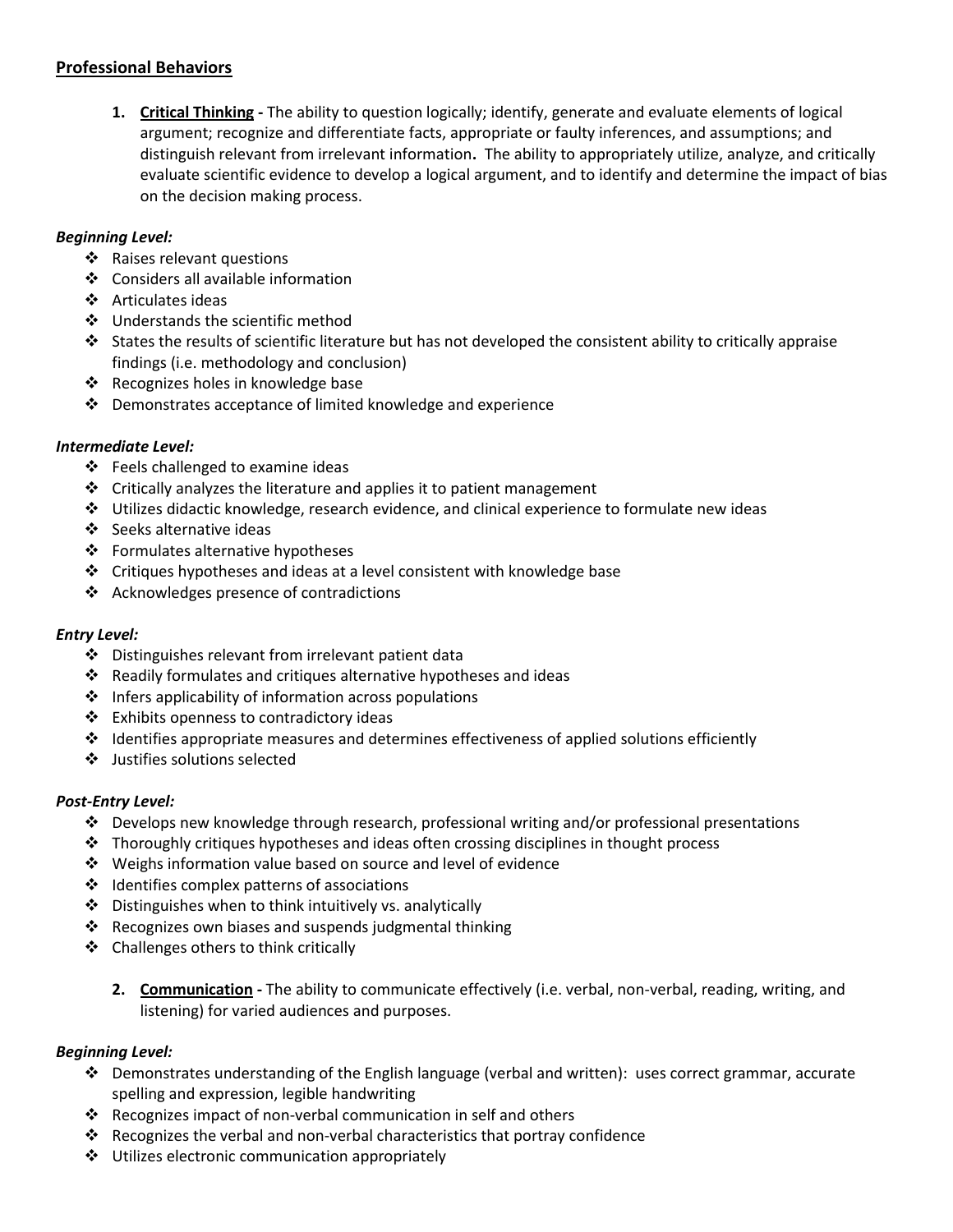## Professional Behaviors

1. **Critical Thinking -** The ability to question logically; identify, generate and evaluate elements of logical argument; recognize and differentiate facts, appropriate or faulty inferences, and assumptions; and distinguish relevant from irrelevant information**.** The ability to appropriately utilize, analyze, and critically evaluate scientific evidence to develop a logical argument, and to identify and determine the impact of bias on the decision making process.

***Beginning Level:***

- Raises relevant questions
- Considers all available information
- Articulates ideas
- Understands the scientific method
- States the results of scientific literature but has not developed the consistent ability to critically appraise findings (i.e. methodology and conclusion)
- Recognizes holes in knowledge base
- Demonstrates acceptance of limited knowledge and experience

***Intermediate Level:***

- Feels challenged to examine ideas
- Critically analyzes the literature and applies it to patient management
- Utilizes didactic knowledge, research evidence, and clinical experience to formulate new ideas
- Seeks alternative ideas
- Formulates alternative hypotheses
- Critiques hypotheses and ideas at a level consistent with knowledge base
- Acknowledges presence of contradictions

***Entry Level:***

- Distinguishes relevant from irrelevant patient data
- Readily formulates and critiques alternative hypotheses and ideas
- Infers applicability of information across populations
- Exhibits openness to contradictory ideas
- Identifies appropriate measures and determines effectiveness of applied solutions efficiently
- Justifies solutions selected

***Post-Entry Level:***

- Develops new knowledge through research, professional writing and/or professional presentations
- Thoroughly critiques hypotheses and ideas often crossing disciplines in thought process
- Weighs information value based on source and level of evidence
- Identifies complex patterns of associations
- Distinguishes when to think intuitively vs. analytically
- Recognizes own biases and suspends judgmental thinking
- Challenges others to think critically

2. **Communication -** The ability to communicate effectively (i.e. verbal, non-verbal, reading, writing, and listening) for varied audiences and purposes.

***Beginning Level:***

- Demonstrates understanding of the English language (verbal and written): uses correct grammar, accurate spelling and expression, legible handwriting
- Recognizes impact of non-verbal communication in self and others
- Recognizes the verbal and non-verbal characteristics that portray confidence
- Utilizes electronic communication appropriately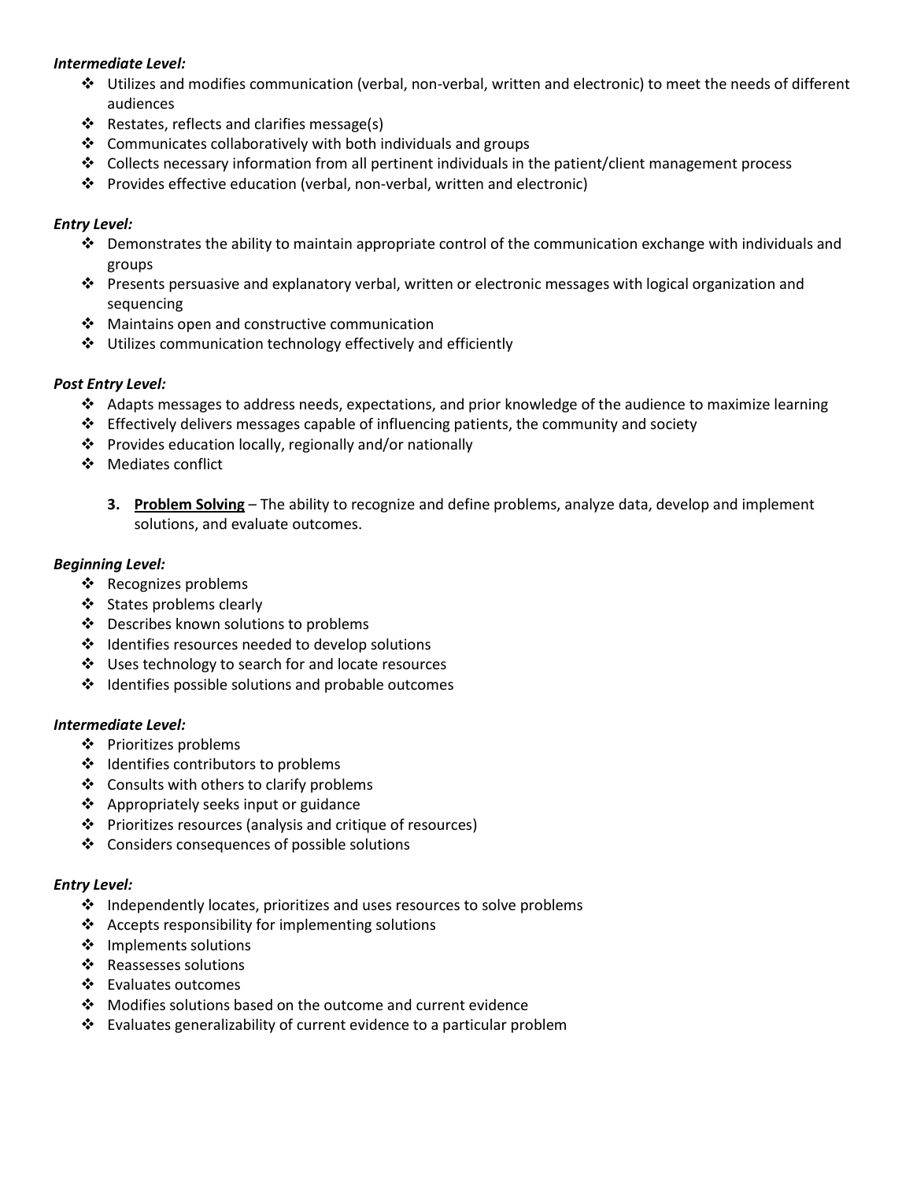***Intermediate Level:***

- Utilizes and modifies communication (verbal, non-verbal, written and electronic) to meet the needs of different audiences
- Restates, reflects and clarifies message(s)
- Communicates collaboratively with both individuals and groups
- Collects necessary information from all pertinent individuals in the patient/client management process
- Provides effective education (verbal, non-verbal, written and electronic)

***Entry Level:***

- Demonstrates the ability to maintain appropriate control of the communication exchange with individuals and groups
- Presents persuasive and explanatory verbal, written or electronic messages with logical organization and sequencing
- Maintains open and constructive communication
- Utilizes communication technology effectively and efficiently

***Post Entry Level:***

- Adapts messages to address needs, expectations, and prior knowledge of the audience to maximize learning
- Effectively delivers messages capable of influencing patients, the community and society
- Provides education locally, regionally and/or nationally
- Mediates conflict

3. **<u>Problem Solving</u>** – The ability to recognize and define problems, analyze data, develop and implement solutions, and evaluate outcomes.

***Beginning Level:***

- Recognizes problems
- States problems clearly
- Describes known solutions to problems
- Identifies resources needed to develop solutions
- Uses technology to search for and locate resources
- Identifies possible solutions and probable outcomes

***Intermediate Level:***

- Prioritizes problems
- Identifies contributors to problems
- Consults with others to clarify problems
- Appropriately seeks input or guidance
- Prioritizes resources (analysis and critique of resources)
- Considers consequences of possible solutions

***Entry Level:***

- Independently locates, prioritizes and uses resources to solve problems
- Accepts responsibility for implementing solutions
- Implements solutions
- Reassesses solutions
- Evaluates outcomes
- Modifies solutions based on the outcome and current evidence
- Evaluates generalizability of current evidence to a particular problem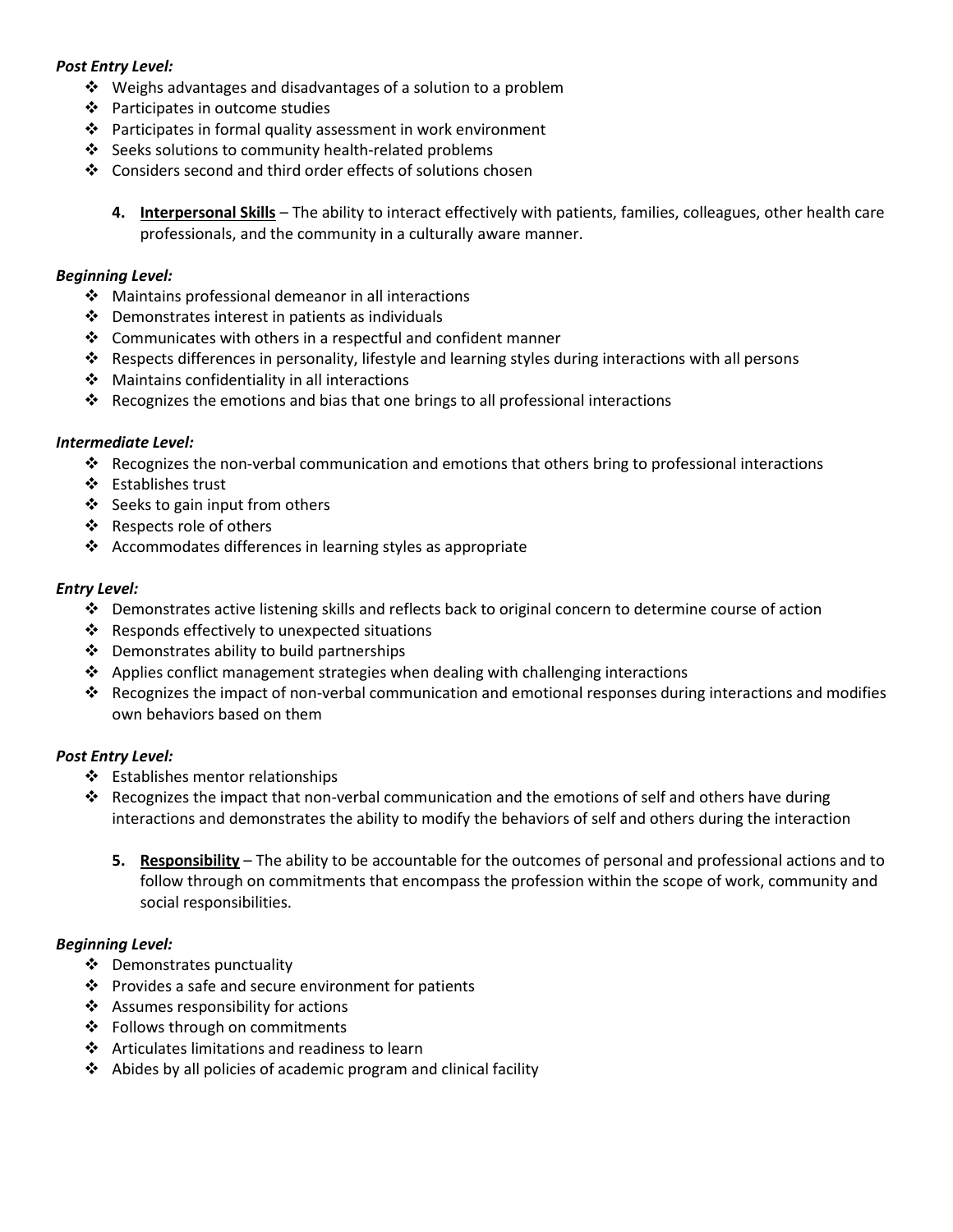***Post Entry Level:***

- Weighs advantages and disadvantages of a solution to a problem
- Participates in outcome studies
- Participates in formal quality assessment in work environment
- Seeks solutions to community health-related problems
- Considers second and third order effects of solutions chosen

4. **Interpersonal Skills** – The ability to interact effectively with patients, families, colleagues, other health care professionals, and the community in a culturally aware manner.

***Beginning Level:***

- Maintains professional demeanor in all interactions
- Demonstrates interest in patients as individuals
- Communicates with others in a respectful and confident manner
- Respects differences in personality, lifestyle and learning styles during interactions with all persons
- Maintains confidentiality in all interactions
- Recognizes the emotions and bias that one brings to all professional interactions

***Intermediate Level:***

- Recognizes the non-verbal communication and emotions that others bring to professional interactions
- Establishes trust
- Seeks to gain input from others
- Respects role of others
- Accommodates differences in learning styles as appropriate

***Entry Level:***

- Demonstrates active listening skills and reflects back to original concern to determine course of action
- Responds effectively to unexpected situations
- Demonstrates ability to build partnerships
- Applies conflict management strategies when dealing with challenging interactions
- Recognizes the impact of non-verbal communication and emotional responses during interactions and modifies own behaviors based on them

***Post Entry Level:***

- Establishes mentor relationships
- Recognizes the impact that non-verbal communication and the emotions of self and others have during interactions and demonstrates the ability to modify the behaviors of self and others during the interaction

5. **Responsibility** – The ability to be accountable for the outcomes of personal and professional actions and to follow through on commitments that encompass the profession within the scope of work, community and social responsibilities.

***Beginning Level:***

- Demonstrates punctuality
- Provides a safe and secure environment for patients
- Assumes responsibility for actions
- Follows through on commitments
- Articulates limitations and readiness to learn
- Abides by all policies of academic program and clinical facility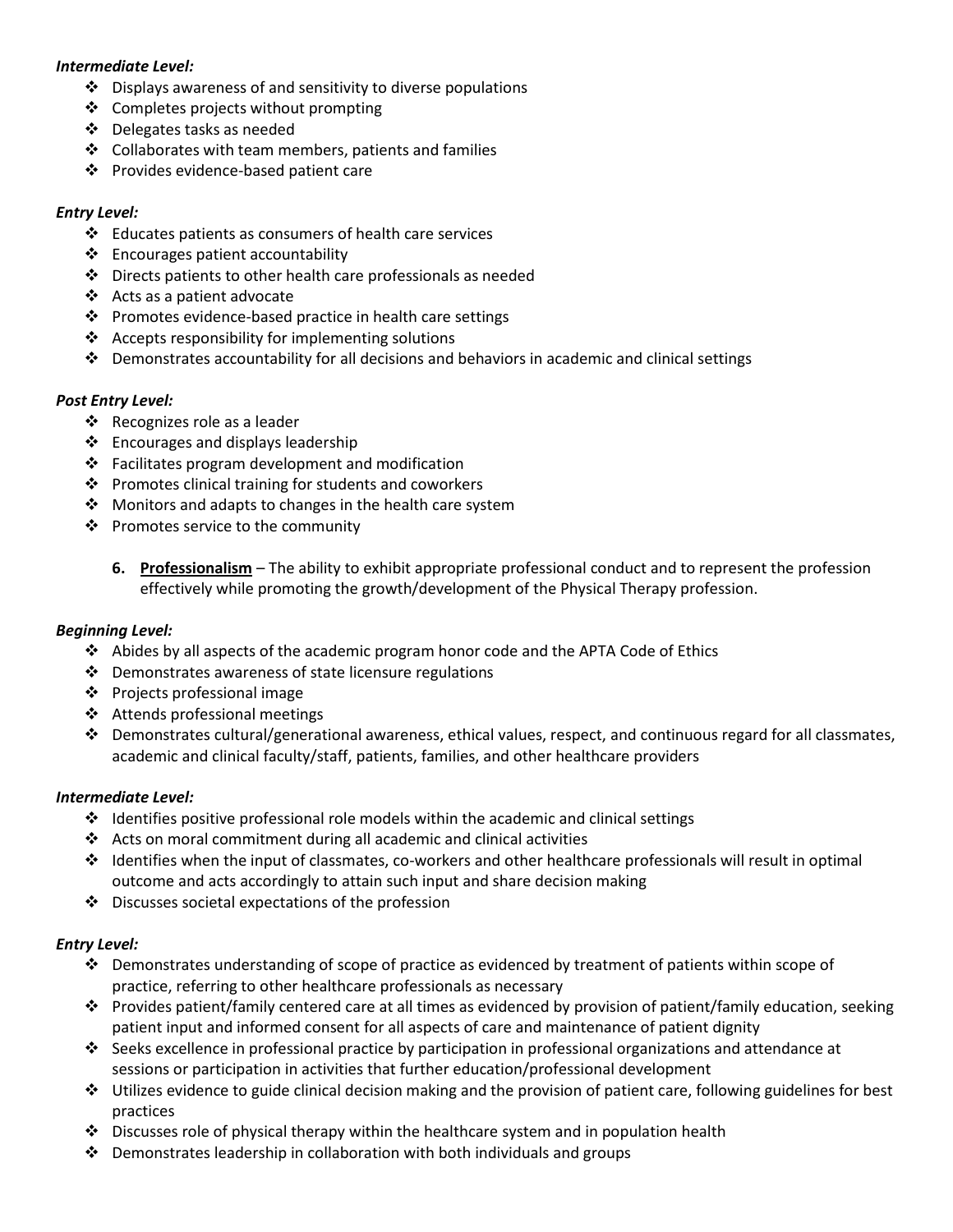***Intermediate Level:***

- Displays awareness of and sensitivity to diverse populations
- Completes projects without prompting
- Delegates tasks as needed
- Collaborates with team members, patients and families
- Provides evidence-based patient care

***Entry Level:***

- Educates patients as consumers of health care services
- Encourages patient accountability
- Directs patients to other health care professionals as needed
- Acts as a patient advocate
- Promotes evidence-based practice in health care settings
- Accepts responsibility for implementing solutions
- Demonstrates accountability for all decisions and behaviors in academic and clinical settings

***Post Entry Level:***

- Recognizes role as a leader
- Encourages and displays leadership
- Facilitates program development and modification
- Promotes clinical training for students and coworkers
- Monitors and adapts to changes in the health care system
- Promotes service to the community

6. **Professionalism** – The ability to exhibit appropriate professional conduct and to represent the profession effectively while promoting the growth/development of the Physical Therapy profession.

***Beginning Level:***

- Abides by all aspects of the academic program honor code and the APTA Code of Ethics
- Demonstrates awareness of state licensure regulations
- Projects professional image
- Attends professional meetings
- Demonstrates cultural/generational awareness, ethical values, respect, and continuous regard for all classmates, academic and clinical faculty/staff, patients, families, and other healthcare providers

***Intermediate Level:***

- Identifies positive professional role models within the academic and clinical settings
- Acts on moral commitment during all academic and clinical activities
- Identifies when the input of classmates, co-workers and other healthcare professionals will result in optimal outcome and acts accordingly to attain such input and share decision making
- Discusses societal expectations of the profession

***Entry Level:***

- Demonstrates understanding of scope of practice as evidenced by treatment of patients within scope of practice, referring to other healthcare professionals as necessary
- Provides patient/family centered care at all times as evidenced by provision of patient/family education, seeking patient input and informed consent for all aspects of care and maintenance of patient dignity
- Seeks excellence in professional practice by participation in professional organizations and attendance at sessions or participation in activities that further education/professional development
- Utilizes evidence to guide clinical decision making and the provision of patient care, following guidelines for best practices
- Discusses role of physical therapy within the healthcare system and in population health
- Demonstrates leadership in collaboration with both individuals and groups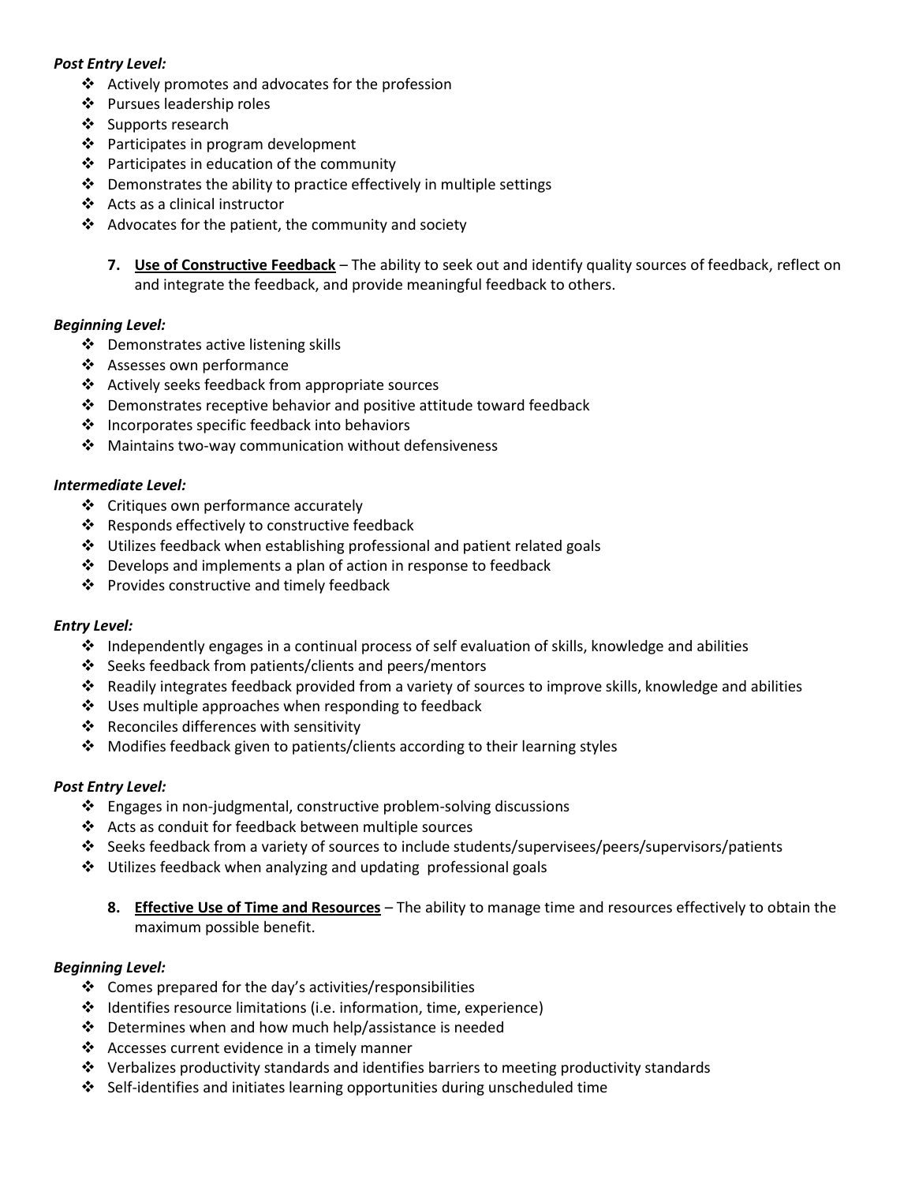***Post Entry Level:***

- Actively promotes and advocates for the profession
- Pursues leadership roles
- Supports research
- Participates in program development
- Participates in education of the community
- Demonstrates the ability to practice effectively in multiple settings
- Acts as a clinical instructor
- Advocates for the patient, the community and society

**7. Use of Constructive Feedback** – The ability to seek out and identify quality sources of feedback, reflect on and integrate the feedback, and provide meaningful feedback to others.

***Beginning Level:***

- Demonstrates active listening skills
- Assesses own performance
- Actively seeks feedback from appropriate sources
- Demonstrates receptive behavior and positive attitude toward feedback
- Incorporates specific feedback into behaviors
- Maintains two-way communication without defensiveness

***Intermediate Level:***

- Critiques own performance accurately
- Responds effectively to constructive feedback
- Utilizes feedback when establishing professional and patient related goals
- Develops and implements a plan of action in response to feedback
- Provides constructive and timely feedback

***Entry Level:***

- Independently engages in a continual process of self evaluation of skills, knowledge and abilities
- Seeks feedback from patients/clients and peers/mentors
- Readily integrates feedback provided from a variety of sources to improve skills, knowledge and abilities
- Uses multiple approaches when responding to feedback
- Reconciles differences with sensitivity
- Modifies feedback given to patients/clients according to their learning styles

***Post Entry Level:***

- Engages in non-judgmental, constructive problem-solving discussions
- Acts as conduit for feedback between multiple sources
- Seeks feedback from a variety of sources to include students/supervisees/peers/supervisors/patients
- Utilizes feedback when analyzing and updating professional goals

**8. Effective Use of Time and Resources** – The ability to manage time and resources effectively to obtain the maximum possible benefit.

***Beginning Level:***

- Comes prepared for the day's activities/responsibilities
- Identifies resource limitations (i.e. information, time, experience)
- Determines when and how much help/assistance is needed
- Accesses current evidence in a timely manner
- Verbalizes productivity standards and identifies barriers to meeting productivity standards
- Self-identifies and initiates learning opportunities during unscheduled time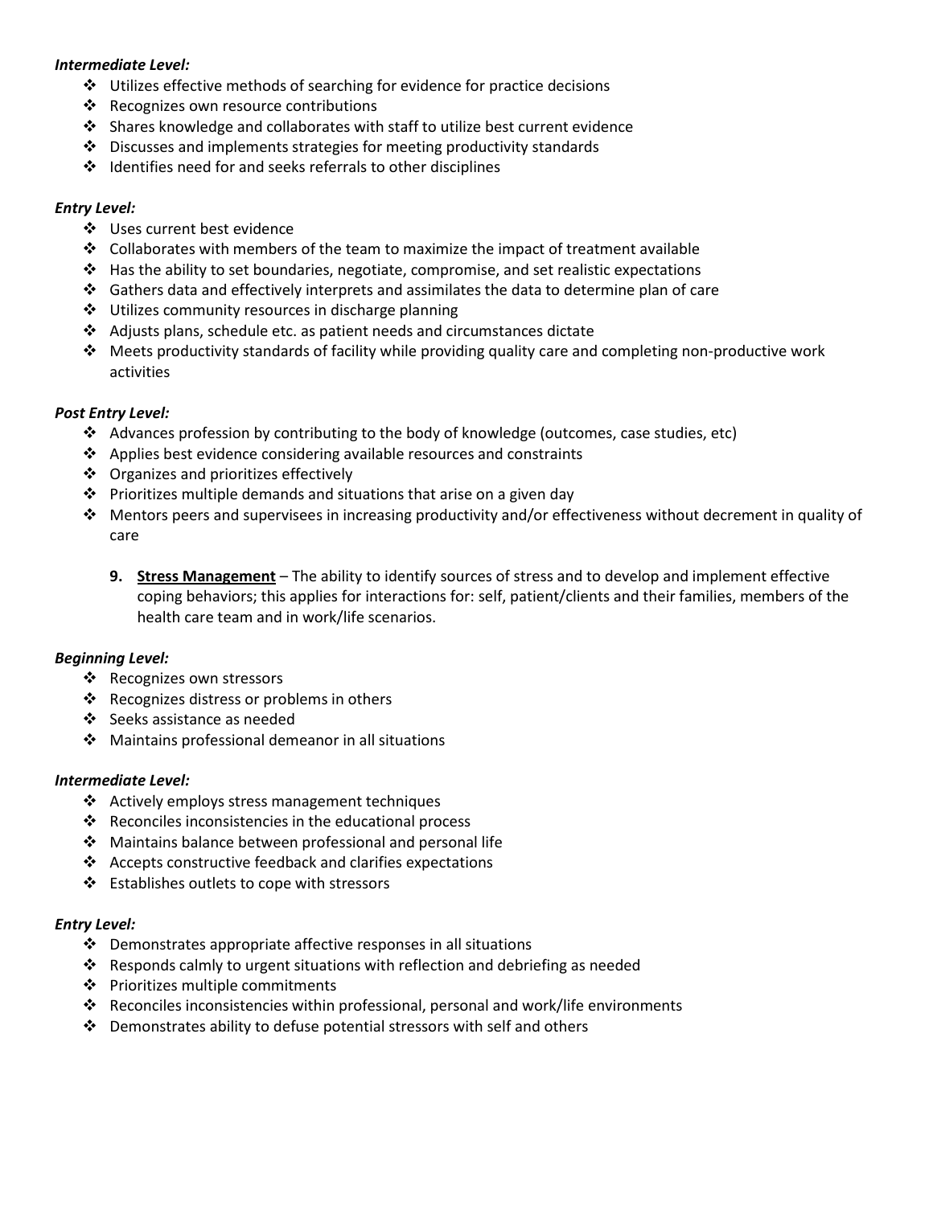***Intermediate Level:***

- Utilizes effective methods of searching for evidence for practice decisions
- Recognizes own resource contributions
- Shares knowledge and collaborates with staff to utilize best current evidence
- Discusses and implements strategies for meeting productivity standards
- Identifies need for and seeks referrals to other disciplines

***Entry Level:***

- Uses current best evidence
- Collaborates with members of the team to maximize the impact of treatment available
- Has the ability to set boundaries, negotiate, compromise, and set realistic expectations
- Gathers data and effectively interprets and assimilates the data to determine plan of care
- Utilizes community resources in discharge planning
- Adjusts plans, schedule etc. as patient needs and circumstances dictate
- Meets productivity standards of facility while providing quality care and completing non-productive work activities

***Post Entry Level:***

- Advances profession by contributing to the body of knowledge (outcomes, case studies, etc)
- Applies best evidence considering available resources and constraints
- Organizes and prioritizes effectively
- Prioritizes multiple demands and situations that arise on a given day
- Mentors peers and supervisees in increasing productivity and/or effectiveness without decrement in quality of care

9. **<u>Stress Management</u>** – The ability to identify sources of stress and to develop and implement effective coping behaviors; this applies for interactions for: self, patient/clients and their families, members of the health care team and in work/life scenarios.

***Beginning Level:***

- Recognizes own stressors
- Recognizes distress or problems in others
- Seeks assistance as needed
- Maintains professional demeanor in all situations

***Intermediate Level:***

- Actively employs stress management techniques
- Reconciles inconsistencies in the educational process
- Maintains balance between professional and personal life
- Accepts constructive feedback and clarifies expectations
- Establishes outlets to cope with stressors

***Entry Level:***

- Demonstrates appropriate affective responses in all situations
- Responds calmly to urgent situations with reflection and debriefing as needed
- Prioritizes multiple commitments
- Reconciles inconsistencies within professional, personal and work/life environments
- Demonstrates ability to defuse potential stressors with self and others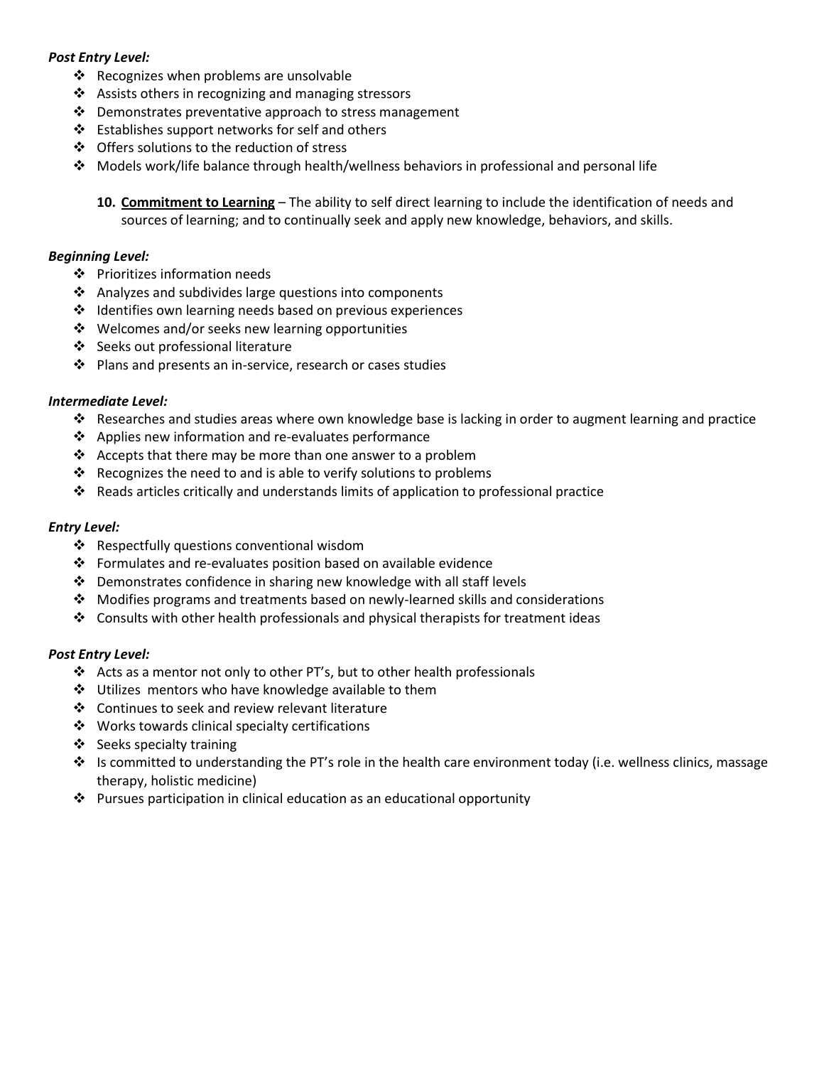***Post Entry Level:***

- Recognizes when problems are unsolvable
- Assists others in recognizing and managing stressors
- Demonstrates preventative approach to stress management
- Establishes support networks for self and others
- Offers solutions to the reduction of stress
- Models work/life balance through health/wellness behaviors in professional and personal life

**10. Commitment to Learning** – The ability to self direct learning to include the identification of needs and sources of learning; and to continually seek and apply new knowledge, behaviors, and skills.

***Beginning Level:***

- Prioritizes information needs
- Analyzes and subdivides large questions into components
- Identifies own learning needs based on previous experiences
- Welcomes and/or seeks new learning opportunities
- Seeks out professional literature
- Plans and presents an in-service, research or cases studies

***Intermediate Level:***

- Researches and studies areas where own knowledge base is lacking in order to augment learning and practice
- Applies new information and re-evaluates performance
- Accepts that there may be more than one answer to a problem
- Recognizes the need to and is able to verify solutions to problems
- Reads articles critically and understands limits of application to professional practice

***Entry Level:***

- Respectfully questions conventional wisdom
- Formulates and re-evaluates position based on available evidence
- Demonstrates confidence in sharing new knowledge with all staff levels
- Modifies programs and treatments based on newly-learned skills and considerations
- Consults with other health professionals and physical therapists for treatment ideas

***Post Entry Level:***

- Acts as a mentor not only to other PT's, but to other health professionals
- Utilizes mentors who have knowledge available to them
- Continues to seek and review relevant literature
- Works towards clinical specialty certifications
- Seeks specialty training
- Is committed to understanding the PT's role in the health care environment today (i.e. wellness clinics, massage therapy, holistic medicine)
- Pursues participation in clinical education as an educational opportunity